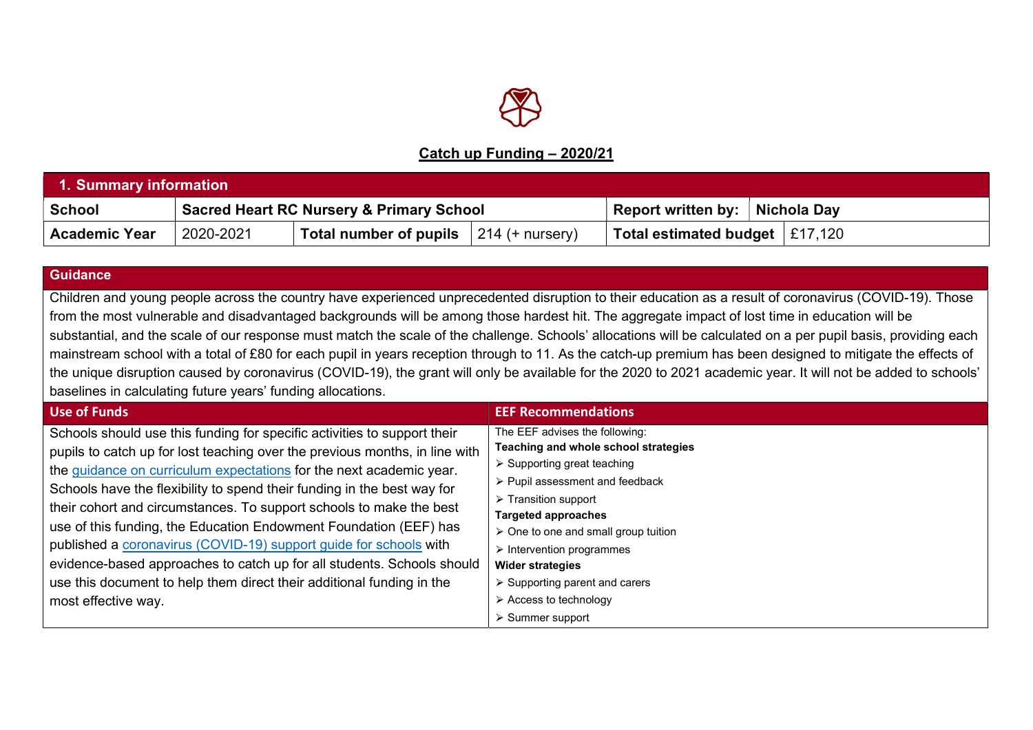## Catch up Funding – 2020/21

| 1. Summary information | | | | | |
|---|---|---|---|---|---|
| **School** | **Sacred Heart RC Nursery & Primary School** | | | **Report written by:** | **Nichola Day** |
| **Academic Year** | 2020-2021 | **Total number of pupils** | 214 (+ nursery) | **Total estimated budget** | £17,120 |

| Guidance | |
|---|---|
| Children and young people across the country have experienced unprecedented disruption to their education as a result of coronavirus (COVID-19). Those from the most vulnerable and disadvantaged backgrounds will be among those hardest hit. The aggregate impact of lost time in education will be substantial, and the scale of our response must match the scale of the challenge. Schools' allocations will be calculated on a per pupil basis, providing each mainstream school with a total of £80 for each pupil in years reception through to 11. As the catch-up premium has been designed to mitigate the effects of the unique disruption caused by coronavirus (COVID-19), the grant will only be available for the 2020 to 2021 academic year. It will not be added to schools' baselines in calculating future years' funding allocations. | |
| **Use of Funds** | **EEF Recommendations** |
| Schools should use this funding for specific activities to support their pupils to catch up for lost teaching over the previous months, in line with the guidance on curriculum expectations for the next academic year. Schools have the flexibility to spend their funding in the best way for their cohort and circumstances. To support schools to make the best use of this funding, the Education Endowment Foundation (EEF) has published a coronavirus (COVID-19) support guide for schools with evidence-based approaches to catch up for all students. Schools should use this document to help them direct their additional funding in the most effective way. | The EEF advises the following:<br>**Teaching and whole school strategies**<br>➢ Supporting great teaching<br>➢ Pupil assessment and feedback<br>➢ Transition support<br>**Targeted approaches**<br>➢ One to one and small group tuition<br>➢ Intervention programmes<br>**Wider strategies**<br>➢ Supporting parent and carers<br>➢ Access to technology<br>➢ Summer support |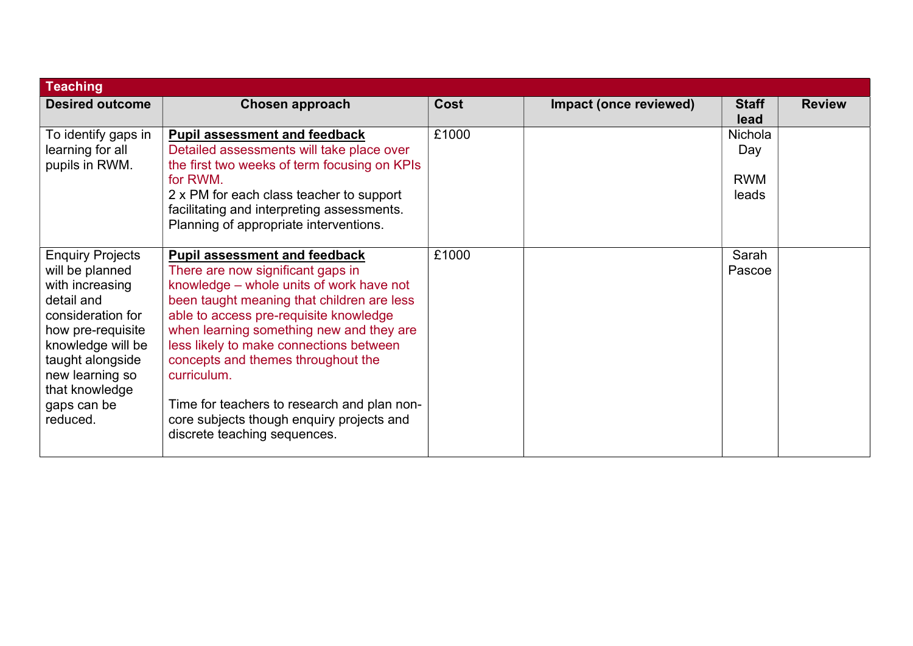| Teaching | | | | | |
|---|---|---|---|---|---|
| **Desired outcome** | **Chosen approach** | **Cost** | **Impact (once reviewed)** | **Staff lead** | **Review** |
| To identify gaps in learning for all pupils in RWM. | **Pupil assessment and feedback**<br>Detailed assessments will take place over the first two weeks of term focusing on KPIs for RWM.<br>2 x PM for each class teacher to support facilitating and interpreting assessments.<br>Planning of appropriate interventions. | £1000 | | Nichola Day<br><br>RWM leads | |
| Enquiry Projects will be planned with increasing detail and consideration for how pre-requisite knowledge will be taught alongside new learning so that knowledge gaps can be reduced. | **Pupil assessment and feedback**<br>There are now significant gaps in knowledge – whole units of work have not been taught meaning that children are less able to access pre-requisite knowledge when learning something new and they are less likely to make connections between concepts and themes throughout the curriculum.<br><br>Time for teachers to research and plan non-core subjects though enquiry projects and discrete teaching sequences. | £1000 | | Sarah Pascoe | |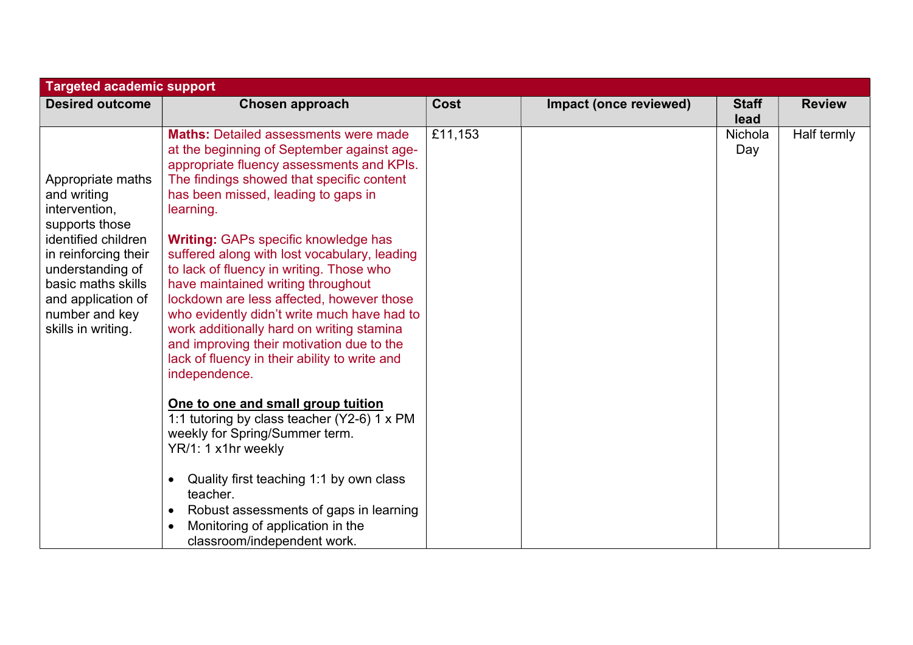| Targeted academic support | | | | | |
|---|---|---|---|---|---|
| **Desired outcome** | **Chosen approach** | **Cost** | **Impact (once reviewed)** | **Staff lead** | **Review** |
| Appropriate maths and writing intervention, supports those identified children in reinforcing their understanding of basic maths skills and application of number and key skills in writing. | **Maths:** Detailed assessments were made at the beginning of September against age-appropriate fluency assessments and KPIs. The findings showed that specific content has been missed, leading to gaps in learning.<br><br>**Writing:** GAPs specific knowledge has suffered along with lost vocabulary, leading to lack of fluency in writing. Those who have maintained writing throughout lockdown are less affected, however those who evidently didn't write much have had to work additionally hard on writing stamina and improving their motivation due to the lack of fluency in their ability to write and independence.<br><br>**<u>One to one and small group tuition</u>**<br>1:1 tutoring by class teacher (Y2-6) 1 x PM weekly for Spring/Summer term.<br>YR/1: 1 x1hr weekly<br><br>• Quality first teaching 1:1 by own class teacher.<br>• Robust assessments of gaps in learning<br>• Monitoring of application in the classroom/independent work. | £11,153 | | Nichola Day | Half termly |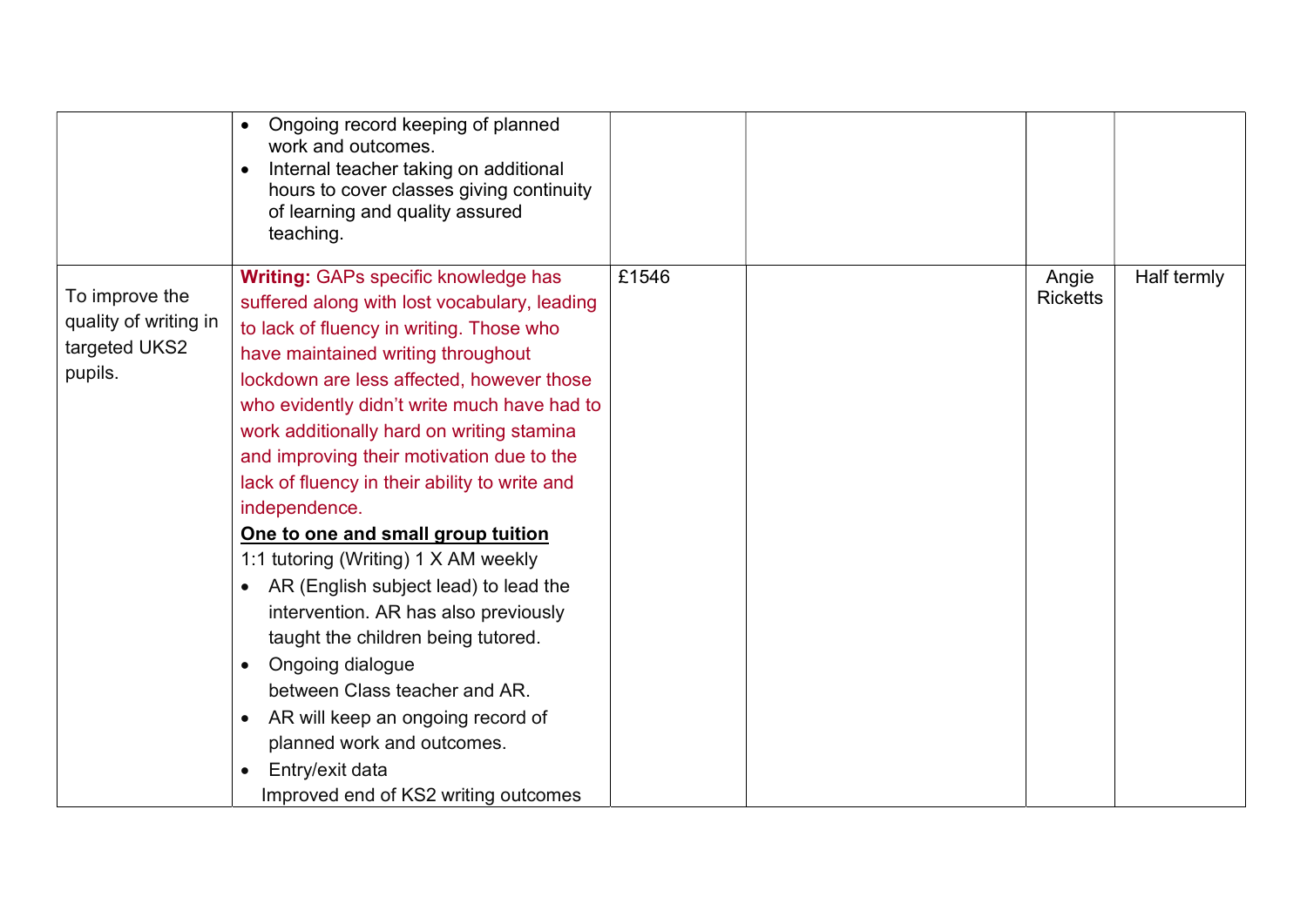| | | | | | |
|---|---|---|---|---|---|
| | • Ongoing record keeping of planned work and outcomes.<br>• Internal teacher taking on additional hours to cover classes giving continuity of learning and quality assured teaching. | | | | |
| To improve the quality of writing in targeted UKS2 pupils. | **Writing:** GAPs specific knowledge has suffered along with lost vocabulary, leading to lack of fluency in writing. Those who have maintained writing throughout lockdown are less affected, however those who evidently didn't write much have had to work additionally hard on writing stamina and improving their motivation due to the lack of fluency in their ability to write and independence.<br>**One to one and small group tuition**<br>1:1 tutoring (Writing) 1 X AM weekly<br>• AR (English subject lead) to lead the intervention. AR has also previously taught the children being tutored.<br>• Ongoing dialogue between Class teacher and AR.<br>• AR will keep an ongoing record of planned work and outcomes.<br>• Entry/exit data<br>Improved end of KS2 writing outcomes | £1546 | | Angie Ricketts | Half termly |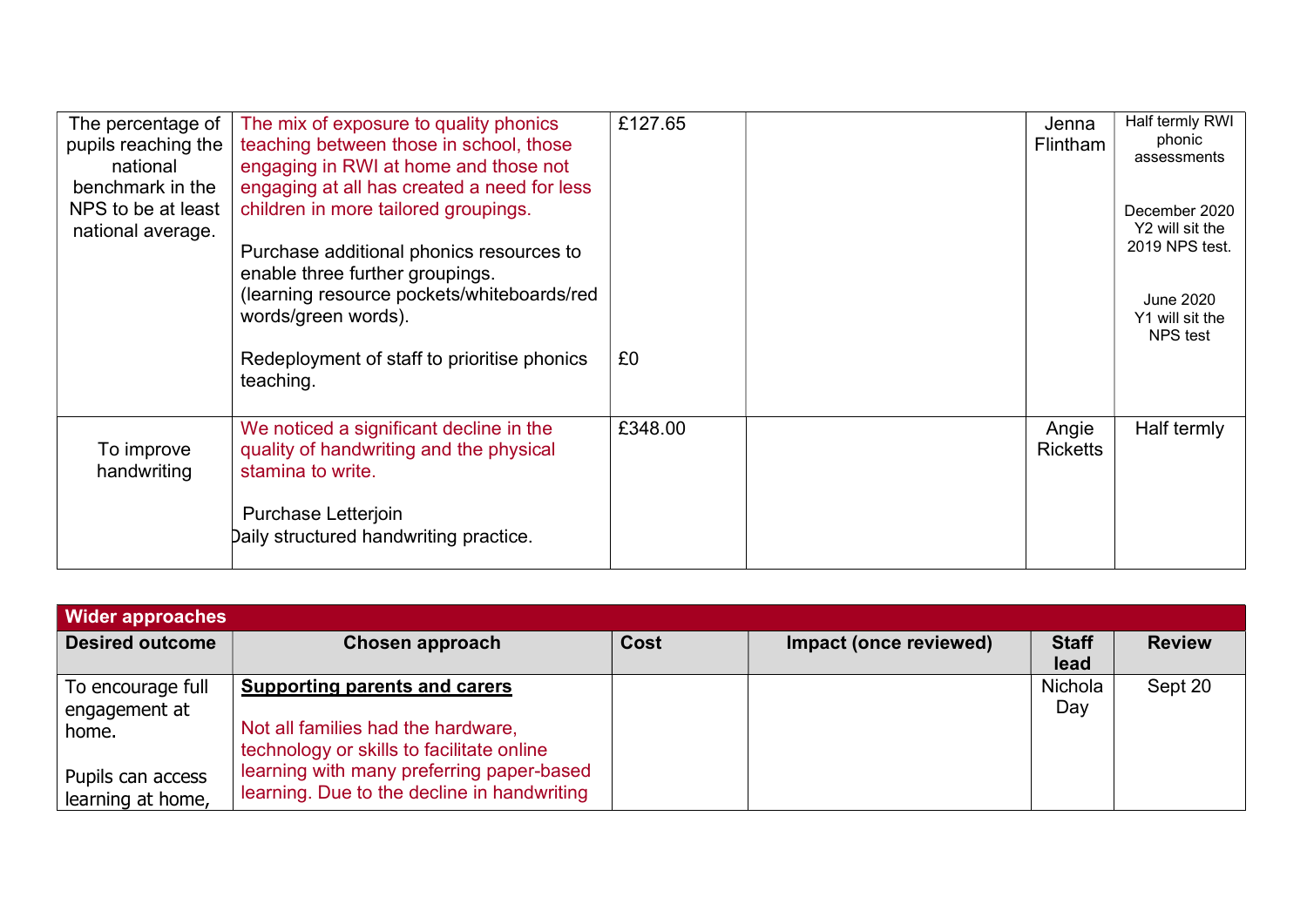| Desired outcome | Chosen approach | Cost | Impact (once reviewed) | Staff lead | Review |
|---|---|---|---|---|---|
| The percentage of pupils reaching the national benchmark in the NPS to be at least national average. | The mix of exposure to quality phonics teaching between those in school, those engaging in RWI at home and those not engaging at all has created a need for less children in more tailored groupings.<br><br>Purchase additional phonics resources to enable three further groupings. (learning resource pockets/whiteboards/red words/green words).<br><br>Redeployment of staff to prioritise phonics teaching. | £127.65<br><br>£0 | | Jenna Flintham | Half termly RWI phonic assessments<br><br>December 2020 Y2 will sit the 2019 NPS test.<br><br>June 2020 Y1 will sit the NPS test |
| To improve handwriting | We noticed a significant decline in the quality of handwriting and the physical stamina to write.<br><br>Purchase Letterjoin<br>Daily structured handwriting practice. | £348.00 | | Angie Ricketts | Half termly |

**Wider approaches**

| Desired outcome | Chosen approach | Cost | Impact (once reviewed) | Staff lead | Review |
|---|---|---|---|---|---|
| To encourage full engagement at home.<br><br>Pupils can access learning at home, | **Supporting parents and carers**<br><br>Not all families had the hardware, technology or skills to facilitate online learning with many preferring paper-based learning. Due to the decline in handwriting | | | Nichola Day | Sept 20 |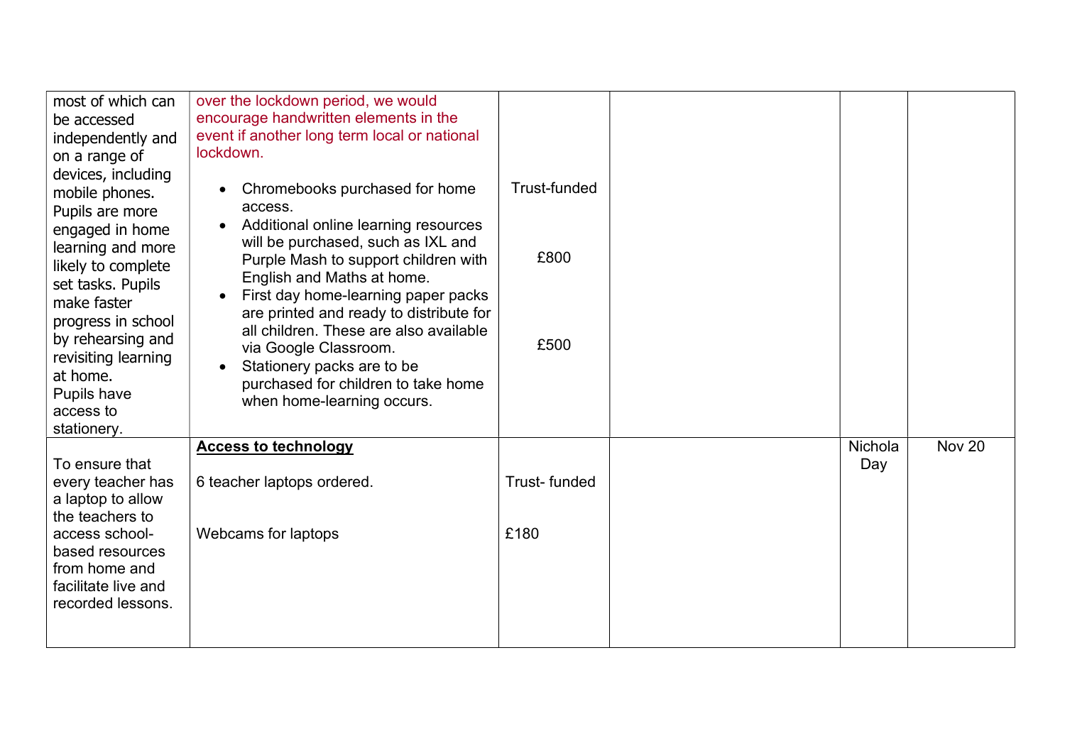| | | | | | |
|---|---|---|---|---|---|
| most of which can be accessed independently and on a range of devices, including mobile phones. Pupils are more engaged in home learning and more likely to complete set tasks. Pupils make faster progress in school by rehearsing and revisiting learning at home. Pupils have access to stationery. | over the lockdown period, we would encourage handwritten elements in the event if another long term local or national lockdown.<br><br>• Chromebooks purchased for home access.<br>• Additional online learning resources will be purchased, such as IXL and Purple Mash to support children with English and Maths at home.<br>• First day home-learning paper packs are printed and ready to distribute for all children. These are also available via Google Classroom.<br>• Stationery packs are to be purchased for children to take home when home-learning occurs. | Trust-funded<br><br>£800<br><br>£500 | | | |
| To ensure that every teacher has a laptop to allow the teachers to access school-based resources from home and facilitate live and recorded lessons. | **Access to technology**<br><br>6 teacher laptops ordered.<br><br>Webcams for laptops | Trust- funded<br><br>£180 | | Nichola Day | Nov 20 |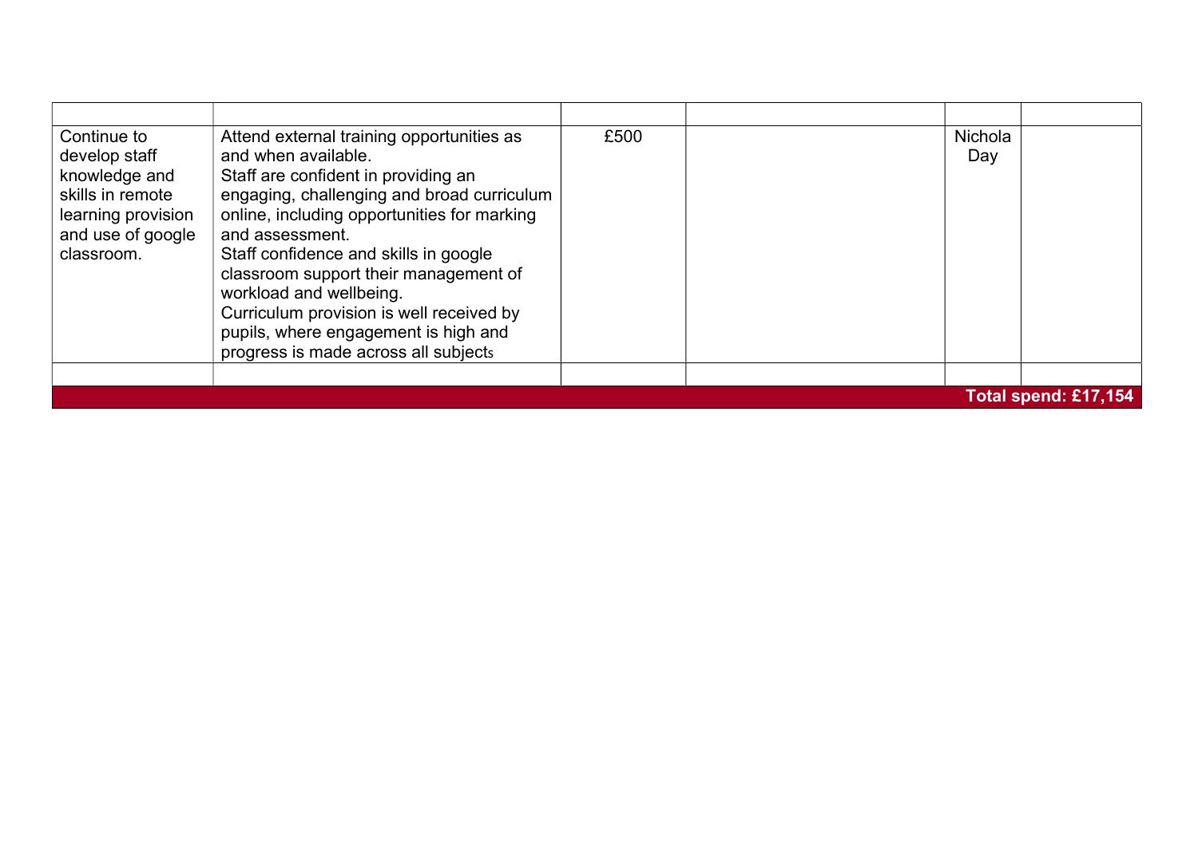| | | | | | |
|---|---|---|---|---|---|
| | | | | | |
| Continue to develop staff knowledge and skills in remote learning provision and use of google classroom. | Attend external training opportunities as and when available.<br>Staff are confident in providing an engaging, challenging and broad curriculum online, including opportunities for marking and assessment.<br>Staff confidence and skills in google classroom support their management of workload and wellbeing.<br>Curriculum provision is well received by pupils, where engagement is high and progress is made across all subjects | £500 | | Nichola Day | |
| | | | | | |
| | | | | | **Total spend: £17,154** |